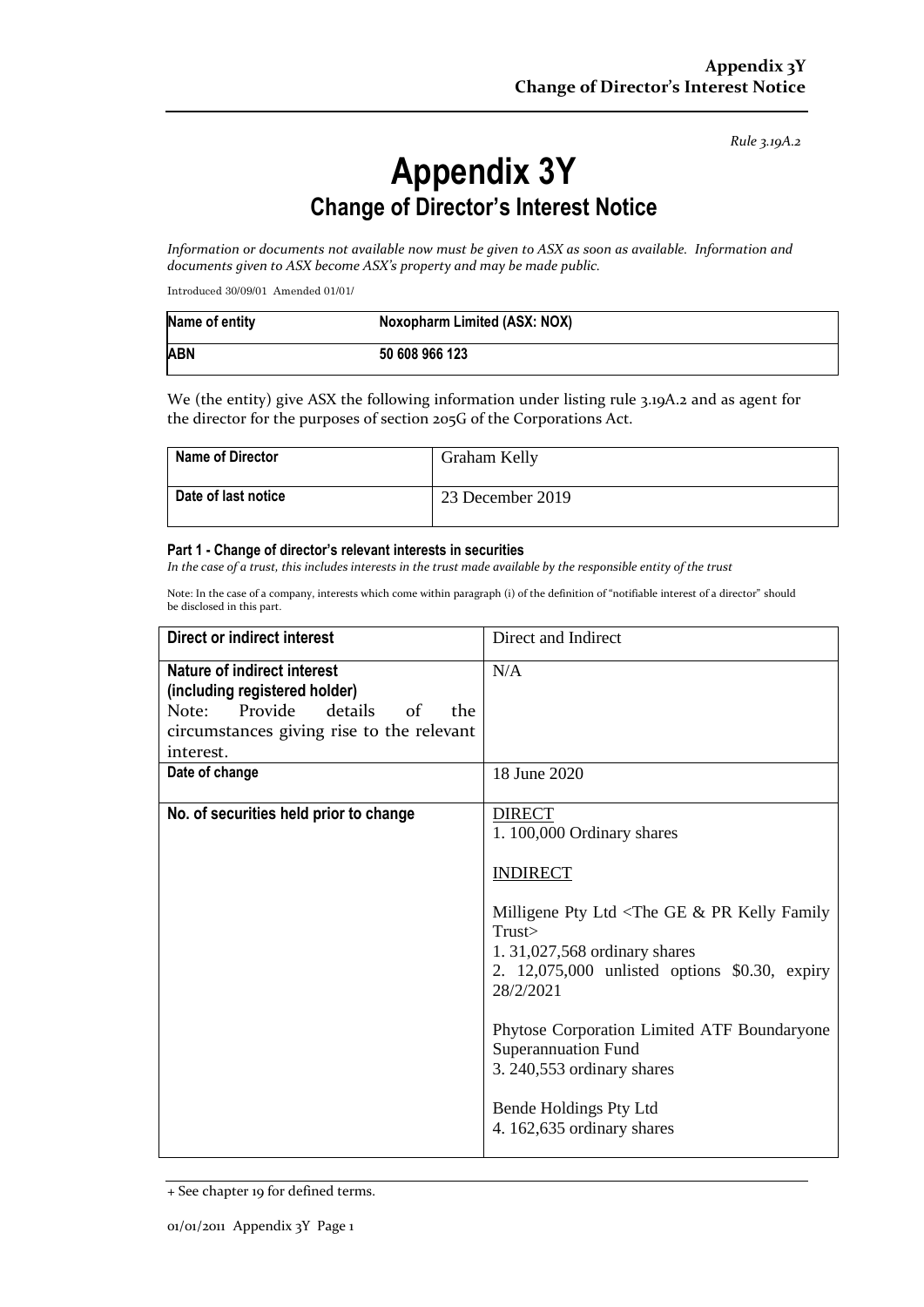*Rule 3.19A.2*

# Appendix 3Y
## Change of Director's Interest Notice

*Information or documents not available now must be given to ASX as soon as available. Information and documents given to ASX become ASX's property and may be made public.*

Introduced 30/09/01 Amended 01/01/

| Name of entity | Noxopharm Limited (ASX: NOX) |
|---|---|
| ABN | 50 608 966 123 |

We (the entity) give ASX the following information under listing rule 3.19A.2 and as agent for the director for the purposes of section 205G of the Corporations Act.

| Name of Director | Graham Kelly |
|---|---|
| Date of last notice | 23 December 2019 |

#### Part 1 - Change of director's relevant interests in securities

*In the case of a trust, this includes interests in the trust made available by the responsible entity of the trust*

Note: In the case of a company, interests which come within paragraph (i) of the definition of "notifiable interest of a director" should be disclosed in this part.

| Direct or indirect interest | Direct and Indirect |
|---|---|
| **Nature of indirect interest (including registered holder)**<br>Note: Provide details of the circumstances giving rise to the relevant interest. | N/A |
| **Date of change** | 18 June 2020 |
| **No. of securities held prior to change** | <u>DIRECT</u><br>1. 100,000 Ordinary shares<br><br><u>INDIRECT</u><br><br>Milligene Pty Ltd <The GE & PR Kelly Family Trust><br>1. 31,027,568 ordinary shares<br>2. 12,075,000 unlisted options $0.30, expiry 28/2/2021<br><br>Phytose Corporation Limited ATF Boundaryone Superannuation Fund<br>3. 240,553 ordinary shares<br><br>Bende Holdings Pty Ltd<br>4. 162,635 ordinary shares |

+ See chapter 19 for defined terms.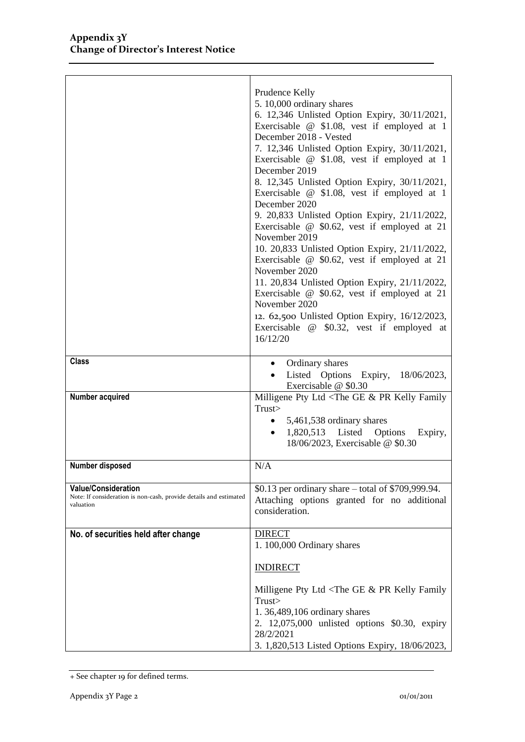| | |
|---|---|
| | Prudence Kelly<br>5. 10,000 ordinary shares<br>6. 12,346 Unlisted Option Expiry, 30/11/2021, Exercisable @ $1.08, vest if employed at 1 December 2018 - Vested<br>7. 12,346 Unlisted Option Expiry, 30/11/2021, Exercisable @ $1.08, vest if employed at 1 December 2019<br>8. 12,345 Unlisted Option Expiry, 30/11/2021, Exercisable @ $1.08, vest if employed at 1 December 2020<br>9. 20,833 Unlisted Option Expiry, 21/11/2022, Exercisable @ $0.62, vest if employed at 21 November 2019<br>10. 20,833 Unlisted Option Expiry, 21/11/2022, Exercisable @ $0.62, vest if employed at 21 November 2020<br>11. 20,834 Unlisted Option Expiry, 21/11/2022, Exercisable @ $0.62, vest if employed at 21 November 2020<br>12. 62,500 Unlisted Option Expiry, 16/12/2023, Exercisable @ $0.32, vest if employed at 16/12/20 |
| **Class** | • Ordinary shares<br>• Listed Options Expiry, 18/06/2023, Exercisable @ $0.30 |
| **Number acquired** | Milligene Pty Ltd <The GE & PR Kelly Family Trust><br>• 5,461,538 ordinary shares<br>• 1,820,513 Listed Options Expiry, 18/06/2023, Exercisable @ $0.30 |
| **Number disposed** | N/A |
| **Value/Consideration**<br>Note: If consideration is non-cash, provide details and estimated valuation | $0.13 per ordinary share – total of $709,999.94. Attaching options granted for no additional consideration. |
| **No. of securities held after change** | DIRECT<br>1. 100,000 Ordinary shares<br><br>INDIRECT<br><br>Milligene Pty Ltd <The GE & PR Kelly Family Trust><br>1. 36,489,106 ordinary shares<br>2. 12,075,000 unlisted options $0.30, expiry 28/2/2021<br>3. 1,820,513 Listed Options Expiry, 18/06/2023, |

+ See chapter 19 for defined terms.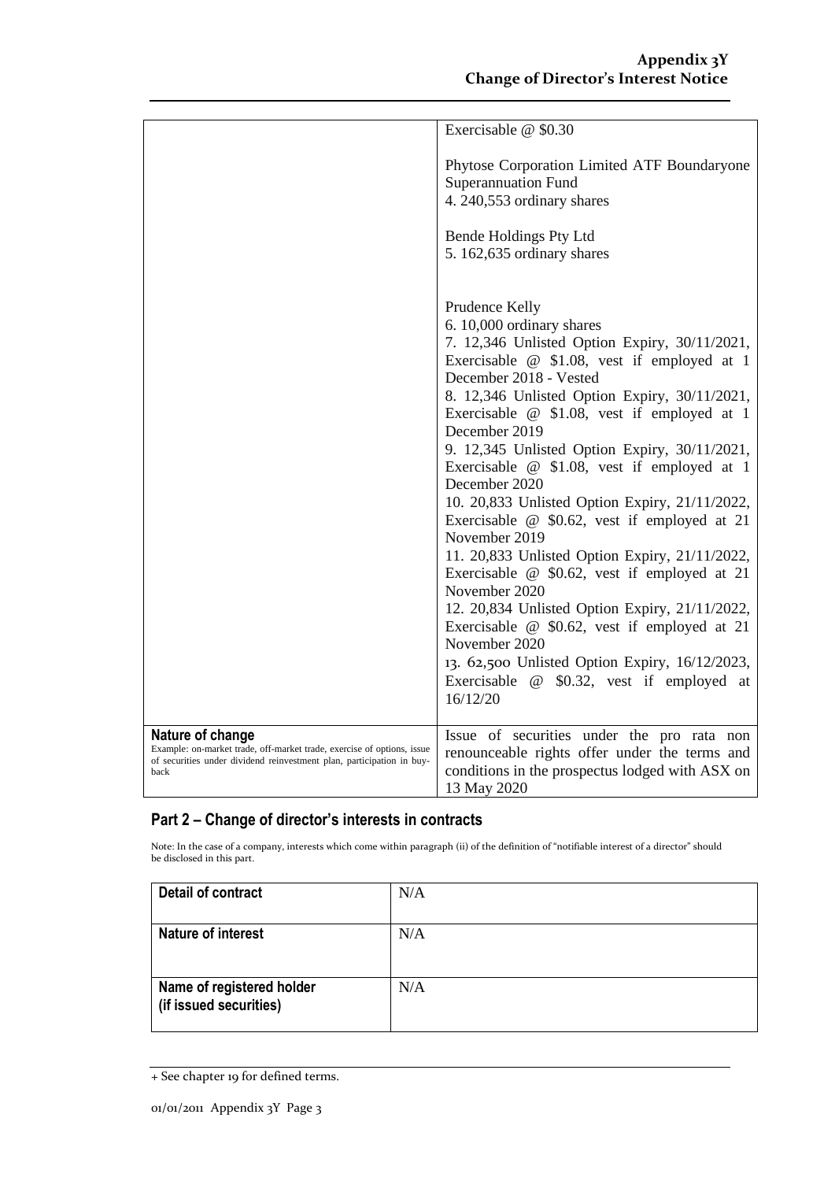| | |
|---|---|
| | Exercisable @ \$0.30<br><br>Phytose Corporation Limited ATF Boundaryone Superannuation Fund<br>4. 240,553 ordinary shares<br><br>Bende Holdings Pty Ltd<br>5. 162,635 ordinary shares<br><br>Prudence Kelly<br>6. 10,000 ordinary shares<br>7. 12,346 Unlisted Option Expiry, 30/11/2021, Exercisable @ \$1.08, vest if employed at 1 December 2018 - Vested<br>8. 12,346 Unlisted Option Expiry, 30/11/2021, Exercisable @ \$1.08, vest if employed at 1 December 2019<br>9. 12,345 Unlisted Option Expiry, 30/11/2021, Exercisable @ \$1.08, vest if employed at 1 December 2020<br>10. 20,833 Unlisted Option Expiry, 21/11/2022, Exercisable @ \$0.62, vest if employed at 21 November 2019<br>11. 20,833 Unlisted Option Expiry, 21/11/2022, Exercisable @ \$0.62, vest if employed at 21 November 2020<br>12. 20,834 Unlisted Option Expiry, 21/11/2022, Exercisable @ \$0.62, vest if employed at 21 November 2020<br>13. 62,500 Unlisted Option Expiry, 16/12/2023, Exercisable @ \$0.32, vest if employed at 16/12/20 |
| **Nature of change**<br>Example: on-market trade, off-market trade, exercise of options, issue of securities under dividend reinvestment plan, participation in buy-back | Issue of securities under the pro rata non renounceable rights offer under the terms and conditions in the prospectus lodged with ASX on 13 May 2020 |

## Part 2 – Change of director's interests in contracts

Note: In the case of a company, interests which come within paragraph (ii) of the definition of "notifiable interest of a director" should be disclosed in this part.

| | |
|---|---|
| **Detail of contract** | N/A |
| **Nature of interest** | N/A |
| **Name of registered holder (if issued securities)** | N/A |

+ See chapter 19 for defined terms.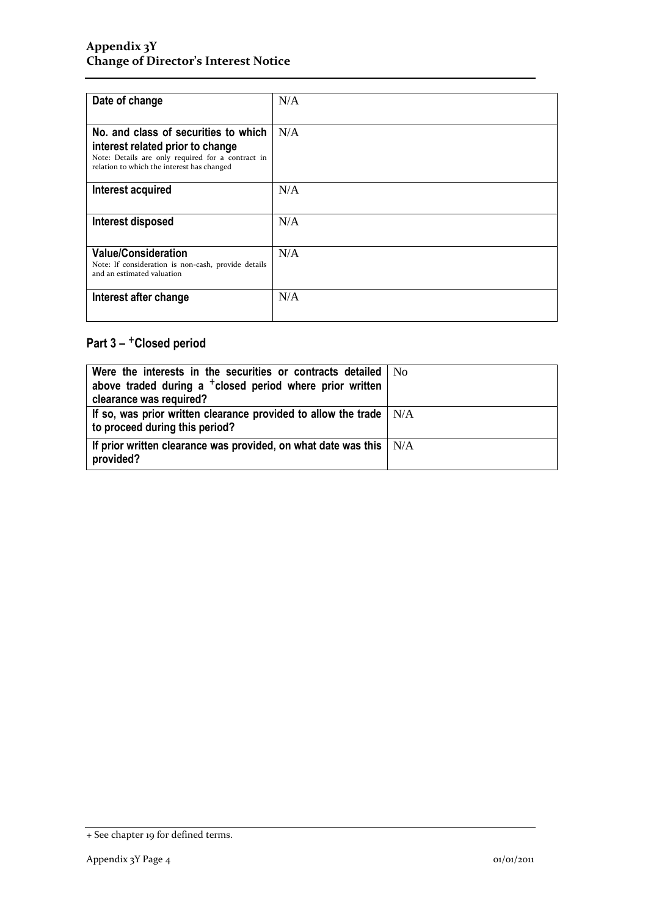| | |
|---|---|
| **Date of change** | N/A |
| **No. and class of securities to which interest related prior to change**<br>Note: Details are only required for a contract in relation to which the interest has changed | N/A |
| **Interest acquired** | N/A |
| **Interest disposed** | N/A |
| **Value/Consideration**<br>Note: If consideration is non-cash, provide details and an estimated valuation | N/A |
| **Interest after change** | N/A |

## Part 3 – +Closed period

| | |
|---|---|
| **Were the interests in the securities or contracts detailed above traded during a +closed period where prior written clearance was required?** | No |
| **If so, was prior written clearance provided to allow the trade to proceed during this period?** | N/A |
| **If prior written clearance was provided, on what date was this provided?** | N/A |

+ See chapter 19 for defined terms.